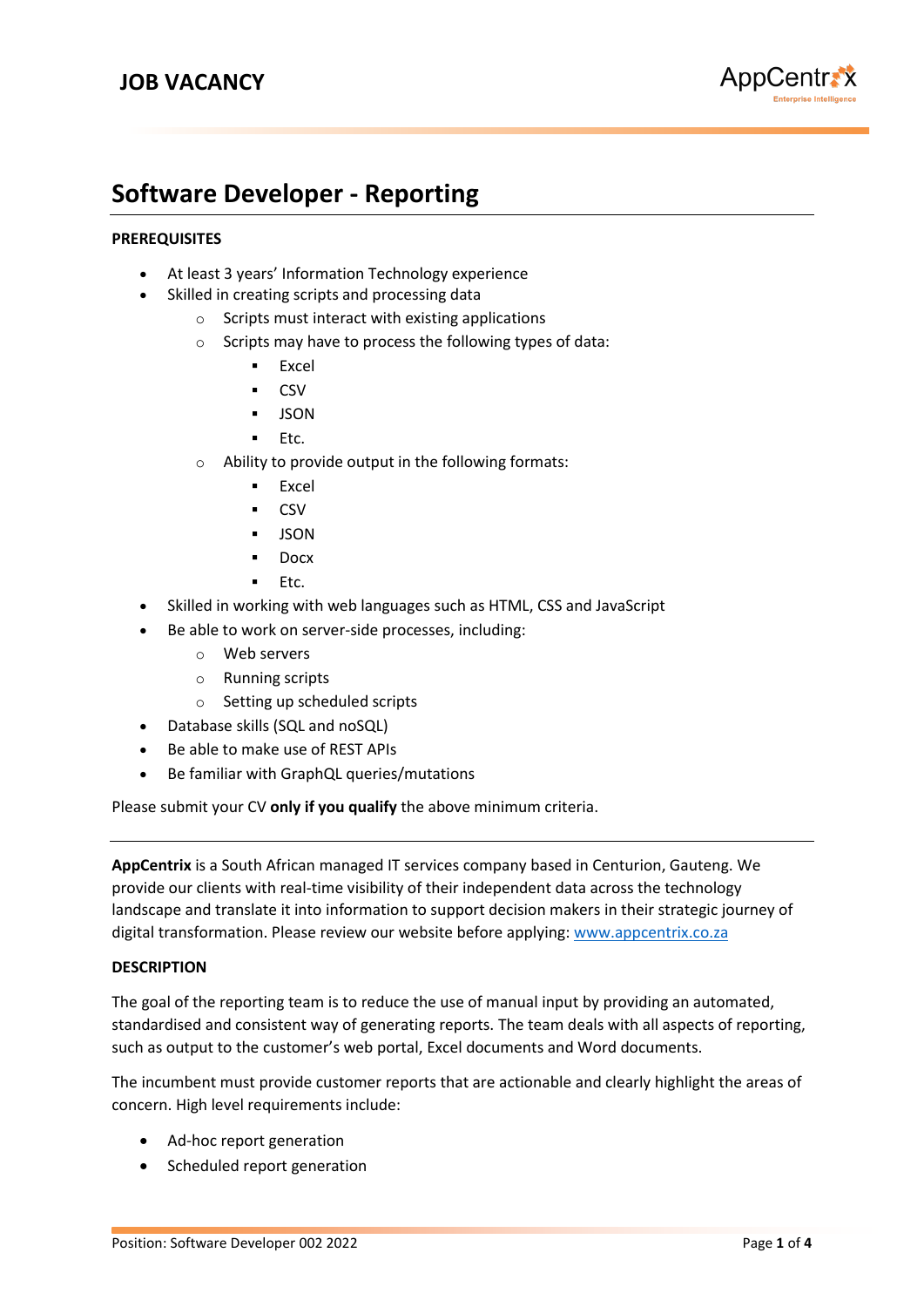# JOB VACANCY

## Software Developer - Reporting

**PREREQUISITES**

- At least 3 years' Information Technology experience
- Skilled in creating scripts and processing data
  - Scripts must interact with existing applications
  - Scripts may have to process the following types of data:
    - Excel
    - CSV
    - JSON
    - Etc.
  - Ability to provide output in the following formats:
    - Excel
    - CSV
    - JSON
    - Docx
    - Etc.
- Skilled in working with web languages such as HTML, CSS and JavaScript
- Be able to work on server-side processes, including:
  - Web servers
  - Running scripts
  - Setting up scheduled scripts
- Database skills (SQL and noSQL)
- Be able to make use of REST APIs
- Be familiar with GraphQL queries/mutations

Please submit your CV **only if you qualify** the above minimum criteria.

---

**AppCentrix** is a South African managed IT services company based in Centurion, Gauteng. We provide our clients with real-time visibility of their independent data across the technology landscape and translate it into information to support decision makers in their strategic journey of digital transformation. Please review our website before applying: www.appcentrix.co.za

**DESCRIPTION**

The goal of the reporting team is to reduce the use of manual input by providing an automated, standardised and consistent way of generating reports. The team deals with all aspects of reporting, such as output to the customer's web portal, Excel documents and Word documents.

The incumbent must provide customer reports that are actionable and clearly highlight the areas of concern. High level requirements include:

- Ad-hoc report generation
- Scheduled report generation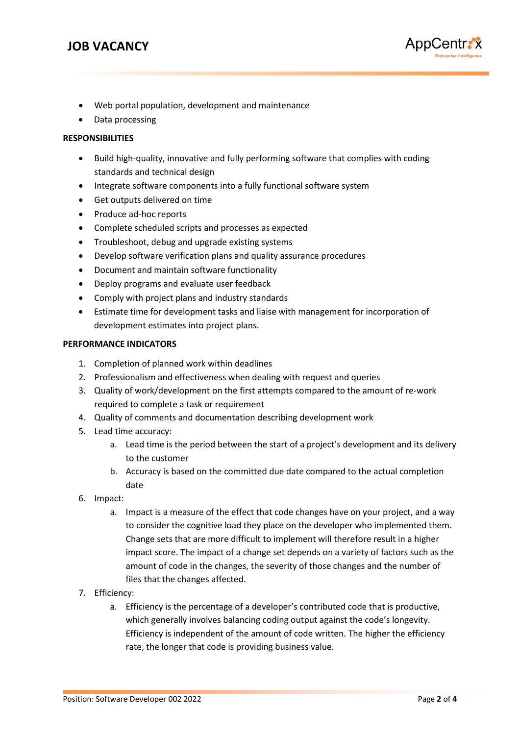- Web portal population, development and maintenance
- Data processing

**RESPONSIBILITIES**

- Build high-quality, innovative and fully performing software that complies with coding standards and technical design
- Integrate software components into a fully functional software system
- Get outputs delivered on time
- Produce ad-hoc reports
- Complete scheduled scripts and processes as expected
- Troubleshoot, debug and upgrade existing systems
- Develop software verification plans and quality assurance procedures
- Document and maintain software functionality
- Deploy programs and evaluate user feedback
- Comply with project plans and industry standards
- Estimate time for development tasks and liaise with management for incorporation of development estimates into project plans.

**PERFORMANCE INDICATORS**

1. Completion of planned work within deadlines
2. Professionalism and effectiveness when dealing with request and queries
3. Quality of work/development on the first attempts compared to the amount of re-work required to complete a task or requirement
4. Quality of comments and documentation describing development work
5. Lead time accuracy:
    a. Lead time is the period between the start of a project's development and its delivery to the customer
    b. Accuracy is based on the committed due date compared to the actual completion date
6. Impact:
    a. Impact is a measure of the effect that code changes have on your project, and a way to consider the cognitive load they place on the developer who implemented them. Change sets that are more difficult to implement will therefore result in a higher impact score. The impact of a change set depends on a variety of factors such as the amount of code in the changes, the severity of those changes and the number of files that the changes affected.
7. Efficiency:
    a. Efficiency is the percentage of a developer's contributed code that is productive, which generally involves balancing coding output against the code's longevity. Efficiency is independent of the amount of code written. The higher the efficiency rate, the longer that code is providing business value.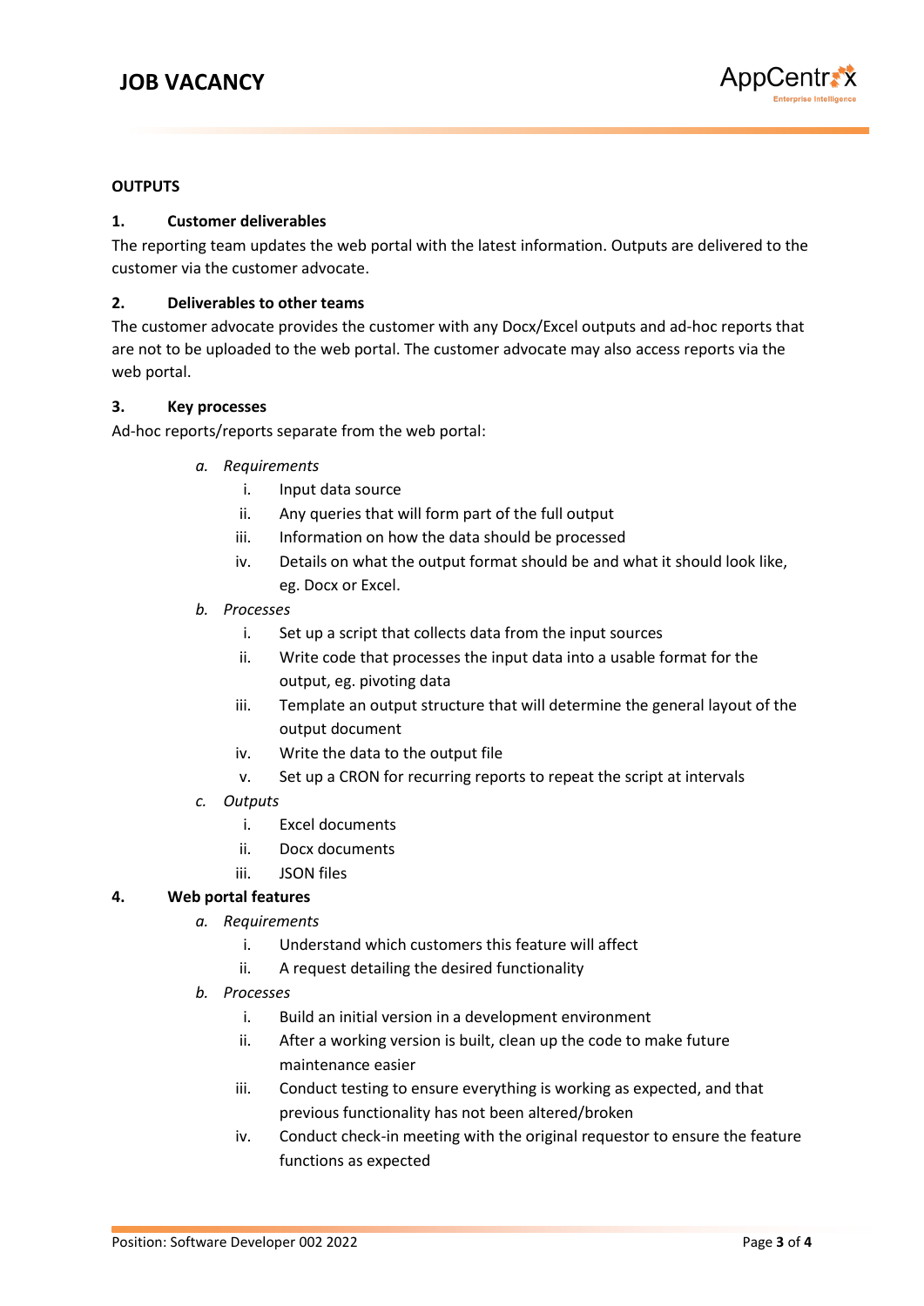**OUTPUTS**

**1. Customer deliverables**

The reporting team updates the web portal with the latest information. Outputs are delivered to the customer via the customer advocate.

**2. Deliverables to other teams**

The customer advocate provides the customer with any Docx/Excel outputs and ad-hoc reports that are not to be uploaded to the web portal. The customer advocate may also access reports via the web portal.

**3. Key processes**

Ad-hoc reports/reports separate from the web portal:

- *a. Requirements*
  - i. Input data source
  - ii. Any queries that will form part of the full output
  - iii. Information on how the data should be processed
  - iv. Details on what the output format should be and what it should look like, eg. Docx or Excel.
- *b. Processes*
  - i. Set up a script that collects data from the input sources
  - ii. Write code that processes the input data into a usable format for the output, eg. pivoting data
  - iii. Template an output structure that will determine the general layout of the output document
  - iv. Write the data to the output file
  - v. Set up a CRON for recurring reports to repeat the script at intervals
- *c. Outputs*
  - i. Excel documents
  - ii. Docx documents
  - iii. JSON files

**4. Web portal features**

- *a. Requirements*
  - i. Understand which customers this feature will affect
  - ii. A request detailing the desired functionality
- *b. Processes*
  - i. Build an initial version in a development environment
  - ii. After a working version is built, clean up the code to make future maintenance easier
  - iii. Conduct testing to ensure everything is working as expected, and that previous functionality has not been altered/broken
  - iv. Conduct check-in meeting with the original requestor to ensure the feature functions as expected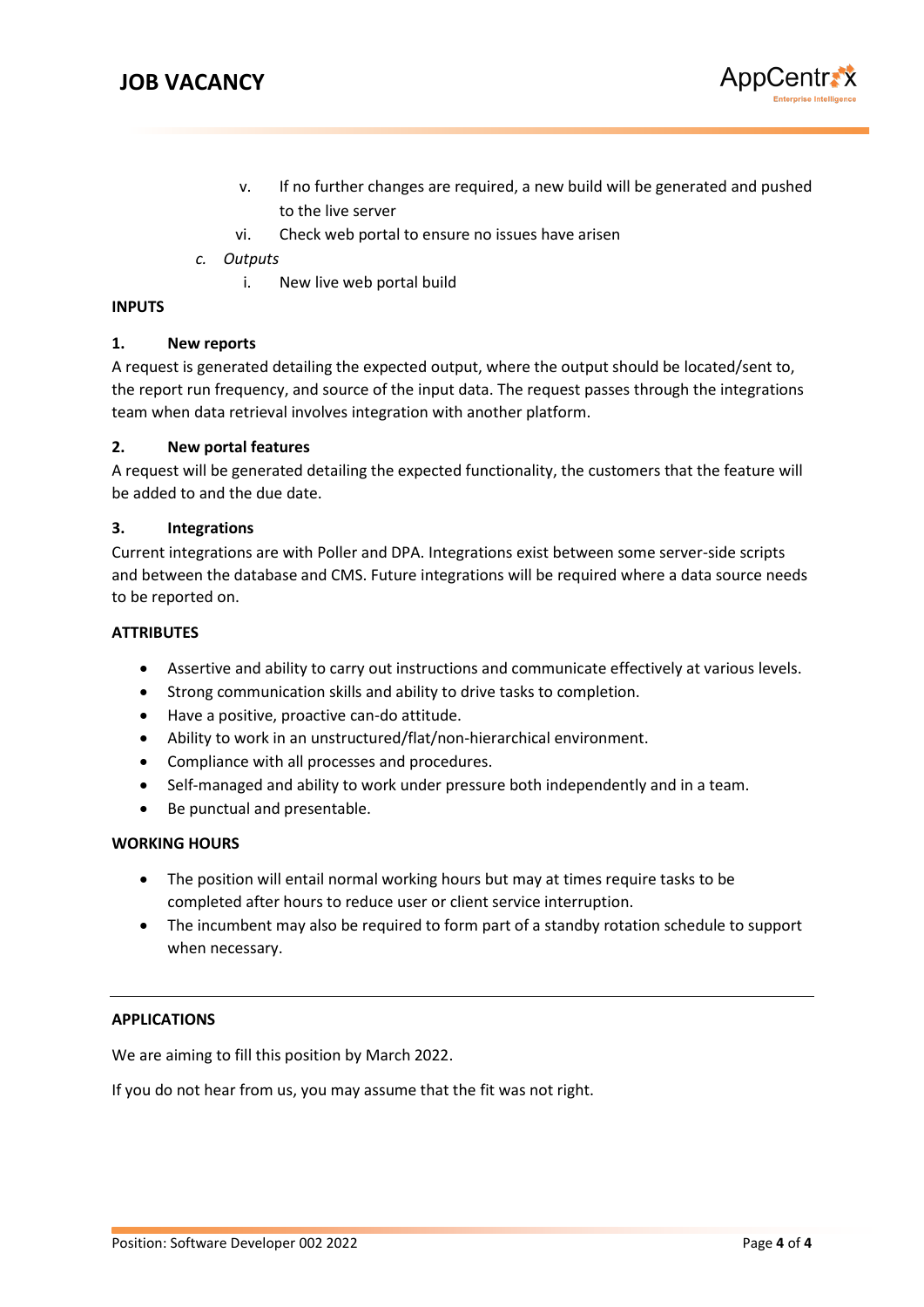v. If no further changes are required, a new build will be generated and pushed to the live server
   vi. Check web portal to ensure no issues have arisen

c. *Outputs*
   i. New live web portal build

## INPUTS

### 1. New reports

A request is generated detailing the expected output, where the output should be located/sent to, the report run frequency, and source of the input data. The request passes through the integrations team when data retrieval involves integration with another platform.

### 2. New portal features

A request will be generated detailing the expected functionality, the customers that the feature will be added to and the due date.

### 3. Integrations

Current integrations are with Poller and DPA. Integrations exist between some server-side scripts and between the database and CMS. Future integrations will be required where a data source needs to be reported on.

## ATTRIBUTES

- Assertive and ability to carry out instructions and communicate effectively at various levels.
- Strong communication skills and ability to drive tasks to completion.
- Have a positive, proactive can-do attitude.
- Ability to work in an unstructured/flat/non-hierarchical environment.
- Compliance with all processes and procedures.
- Self-managed and ability to work under pressure both independently and in a team.
- Be punctual and presentable.

## WORKING HOURS

- The position will entail normal working hours but may at times require tasks to be completed after hours to reduce user or client service interruption.
- The incumbent may also be required to form part of a standby rotation schedule to support when necessary.

---

## APPLICATIONS

We are aiming to fill this position by March 2022.

If you do not hear from us, you may assume that the fit was not right.